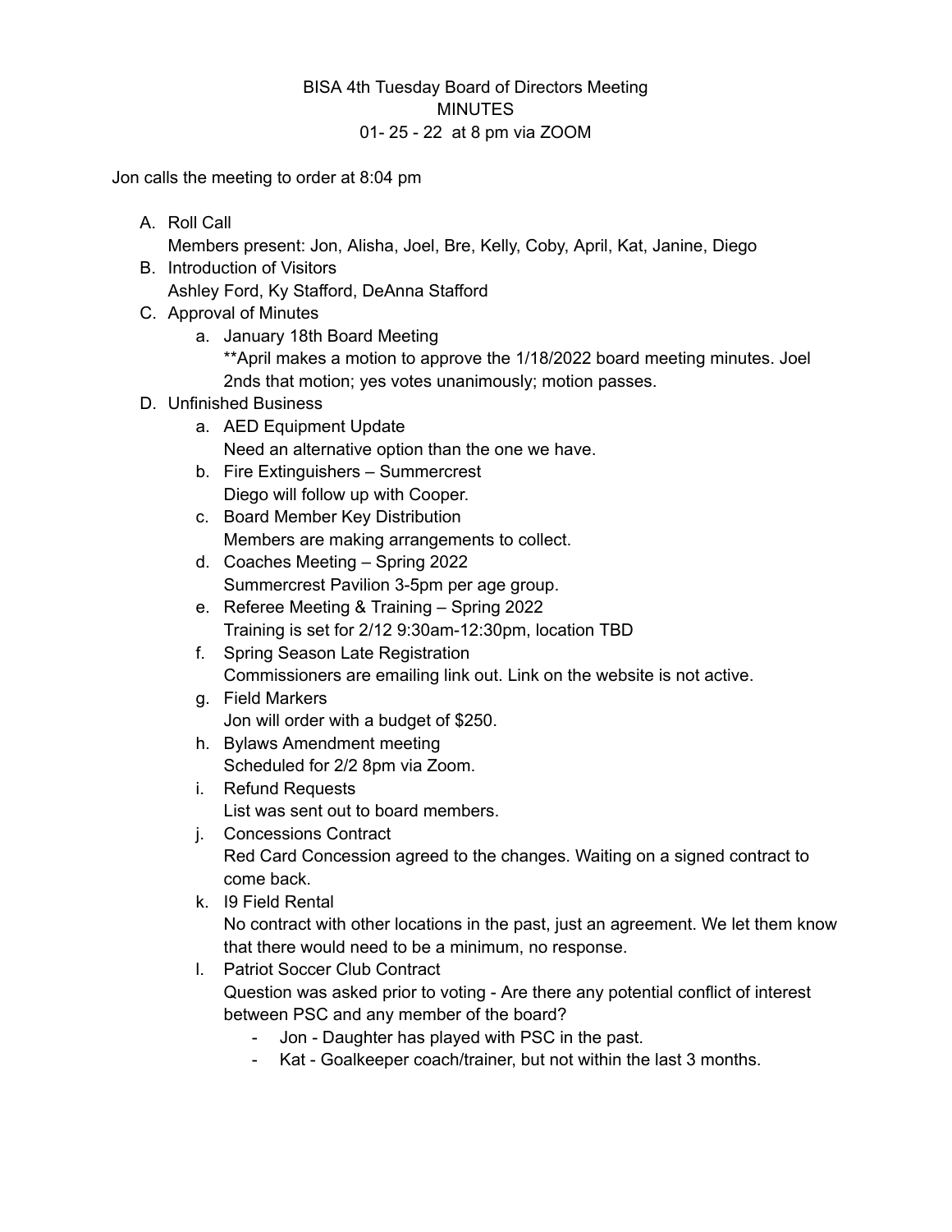BISA 4th Tuesday Board of Directors Meeting
MINUTES
01- 25 - 22 at 8 pm via ZOOM

Jon calls the meeting to order at 8:04 pm

A. Roll Call
   Members present: Jon, Alisha, Joel, Bre, Kelly, Coby, April, Kat, Janine, Diego
B. Introduction of Visitors
   Ashley Ford, Ky Stafford, DeAnna Stafford
C. Approval of Minutes
   a. January 18th Board Meeting
      **April makes a motion to approve the 1/18/2022 board meeting minutes. Joel 2nds that motion; yes votes unanimously; motion passes.
D. Unfinished Business
   a. AED Equipment Update
      Need an alternative option than the one we have.
   b. Fire Extinguishers – Summercrest
      Diego will follow up with Cooper.
   c. Board Member Key Distribution
      Members are making arrangements to collect.
   d. Coaches Meeting – Spring 2022
      Summercrest Pavilion 3-5pm per age group.
   e. Referee Meeting & Training – Spring 2022
      Training is set for 2/12 9:30am-12:30pm, location TBD
   f. Spring Season Late Registration
      Commissioners are emailing link out. Link on the website is not active.
   g. Field Markers
      Jon will order with a budget of $250.
   h. Bylaws Amendment meeting
      Scheduled for 2/2 8pm via Zoom.
   i. Refund Requests
      List was sent out to board members.
   j. Concessions Contract
      Red Card Concession agreed to the changes. Waiting on a signed contract to come back.
   k. I9 Field Rental
      No contract with other locations in the past, just an agreement. We let them know that there would need to be a minimum, no response.
   l. Patriot Soccer Club Contract
      Question was asked prior to voting - Are there any potential conflict of interest between PSC and any member of the board?
      - Jon - Daughter has played with PSC in the past.
      - Kat - Goalkeeper coach/trainer, but not within the last 3 months.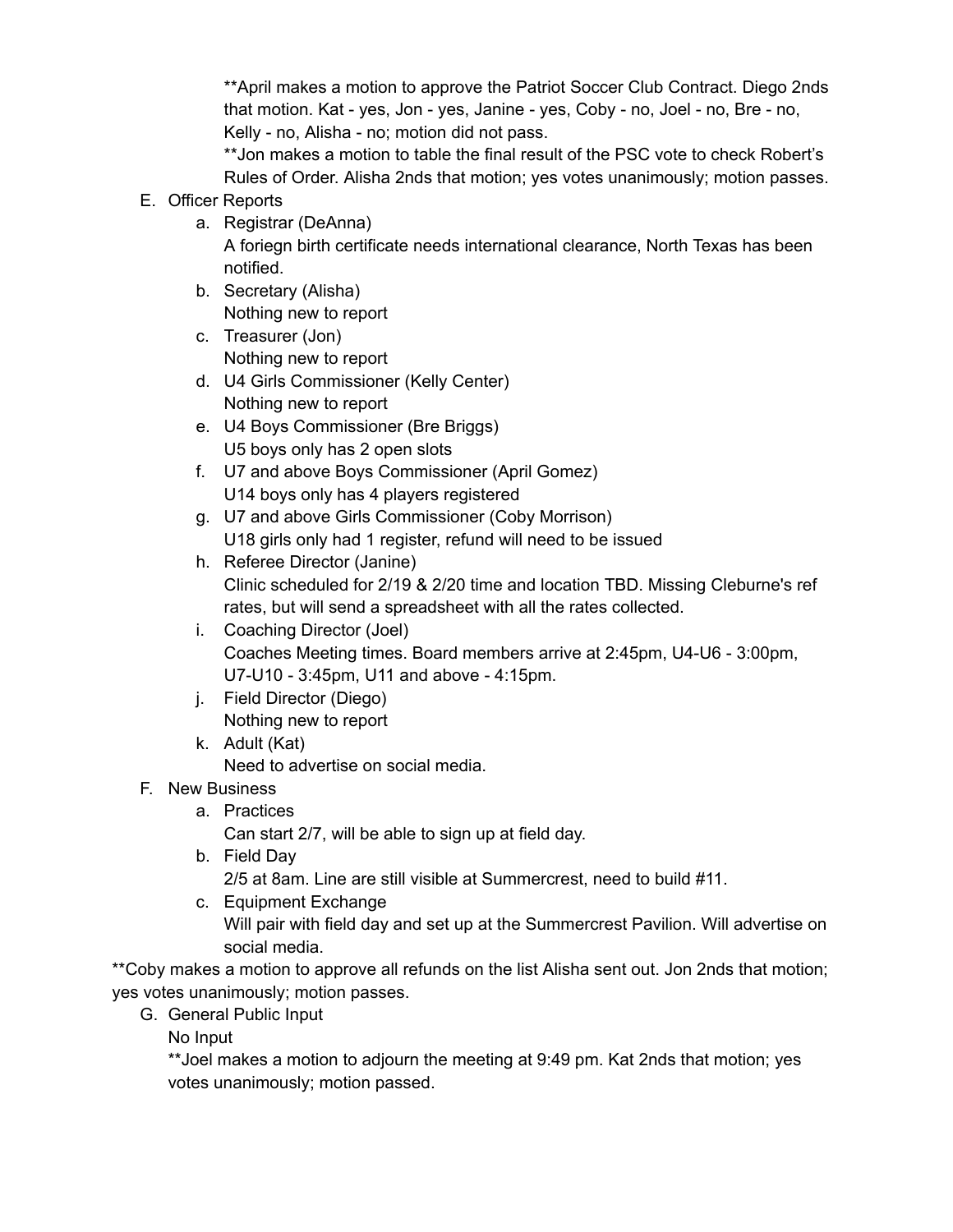**April makes a motion to approve the Patriot Soccer Club Contract. Diego 2nds that motion. Kat - yes, Jon - yes, Janine - yes, Coby - no, Joel - no, Bre - no, Kelly - no, Alisha - no; motion did not pass.

**Jon makes a motion to table the final result of the PSC vote to check Robert's Rules of Order. Alisha 2nds that motion; yes votes unanimously; motion passes.

E. Officer Reports
   a. Registrar (DeAnna)
      A foriegn birth certificate needs international clearance, North Texas has been notified.
   b. Secretary (Alisha)
      Nothing new to report
   c. Treasurer (Jon)
      Nothing new to report
   d. U4 Girls Commissioner (Kelly Center)
      Nothing new to report
   e. U4 Boys Commissioner (Bre Briggs)
      U5 boys only has 2 open slots
   f. U7 and above Boys Commissioner (April Gomez)
      U14 boys only has 4 players registered
   g. U7 and above Girls Commissioner (Coby Morrison)
      U18 girls only had 1 register, refund will need to be issued
   h. Referee Director (Janine)
      Clinic scheduled for 2/19 & 2/20 time and location TBD. Missing Cleburne's ref rates, but will send a spreadsheet with all the rates collected.
   i. Coaching Director (Joel)
      Coaches Meeting times. Board members arrive at 2:45pm, U4-U6 - 3:00pm, U7-U10 - 3:45pm, U11 and above - 4:15pm.
   j. Field Director (Diego)
      Nothing new to report
   k. Adult (Kat)
      Need to advertise on social media.

F. New Business
   a. Practices
      Can start 2/7, will be able to sign up at field day.
   b. Field Day
      2/5 at 8am. Line are still visible at Summercrest, need to build #11.
   c. Equipment Exchange
      Will pair with field day and set up at the Summercrest Pavilion. Will advertise on social media.

**Coby makes a motion to approve all refunds on the list Alisha sent out. Jon 2nds that motion; yes votes unanimously; motion passes.

G. General Public Input
   No Input

   **Joel makes a motion to adjourn the meeting at 9:49 pm. Kat 2nds that motion; yes votes unanimously; motion passed.